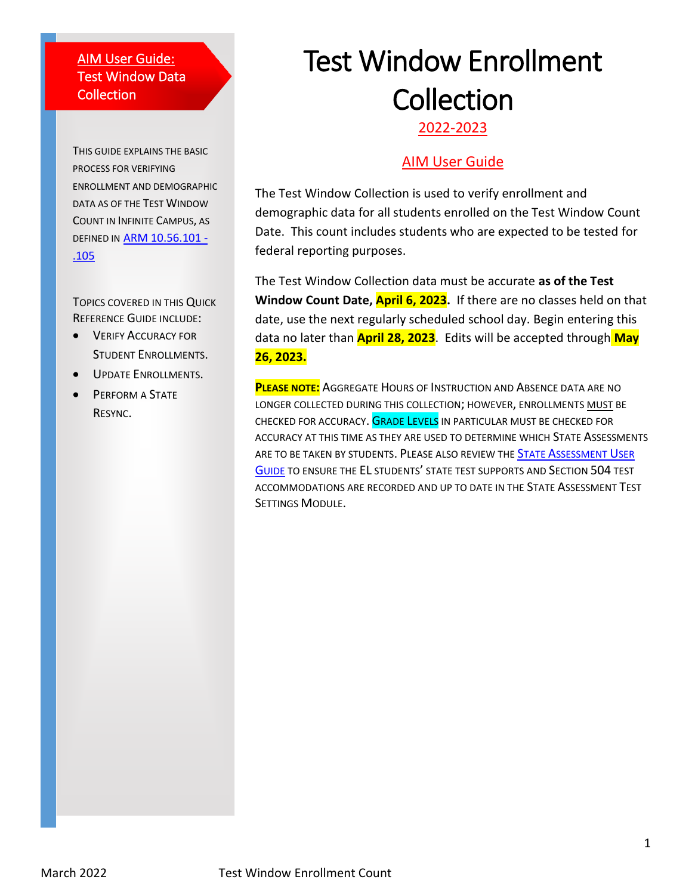# Test Window Enrollment Collection

2022-2023

AIM User Guide

**AIM User Guide: Test Window Data Collection**

THIS GUIDE EXPLAINS THE BASIC PROCESS FOR VERIFYING ENROLLMENT AND DEMOGRAPHIC DATA AS OF THE TEST WINDOW COUNT IN INFINITE CAMPUS, AS DEFINED IN ARM 10.56.101 - .105

TOPICS COVERED IN THIS QUICK REFERENCE GUIDE INCLUDE:

- VERIFY ACCURACY FOR STUDENT ENROLLMENTS.
- UPDATE ENROLLMENTS.
- PERFORM A STATE RESYNC.

The Test Window Collection is used to verify enrollment and demographic data for all students enrolled on the Test Window Count Date. This count includes students who are expected to be tested for federal reporting purposes.

The Test Window Collection data must be accurate **as of the Test Window Count Date, April 6, 2023.** If there are no classes held on that date, use the next regularly scheduled school day. Begin entering this data no later than **April 28, 2023**. Edits will be accepted through **May 26, 2023.**

**PLEASE NOTE:** AGGREGATE HOURS OF INSTRUCTION AND ABSENCE DATA ARE NO LONGER COLLECTED DURING THIS COLLECTION; HOWEVER, ENROLLMENTS MUST BE CHECKED FOR ACCURACY. GRADE LEVELS IN PARTICULAR MUST BE CHECKED FOR ACCURACY AT THIS TIME AS THEY ARE USED TO DETERMINE WHICH STATE ASSESSMENTS ARE TO BE TAKEN BY STUDENTS. PLEASE ALSO REVIEW THE STATE ASSESSMENT USER GUIDE TO ENSURE THE EL STUDENTS' STATE TEST SUPPORTS AND SECTION 504 TEST ACCOMMODATIONS ARE RECORDED AND UP TO DATE IN THE STATE ASSESSMENT TEST SETTINGS MODULE.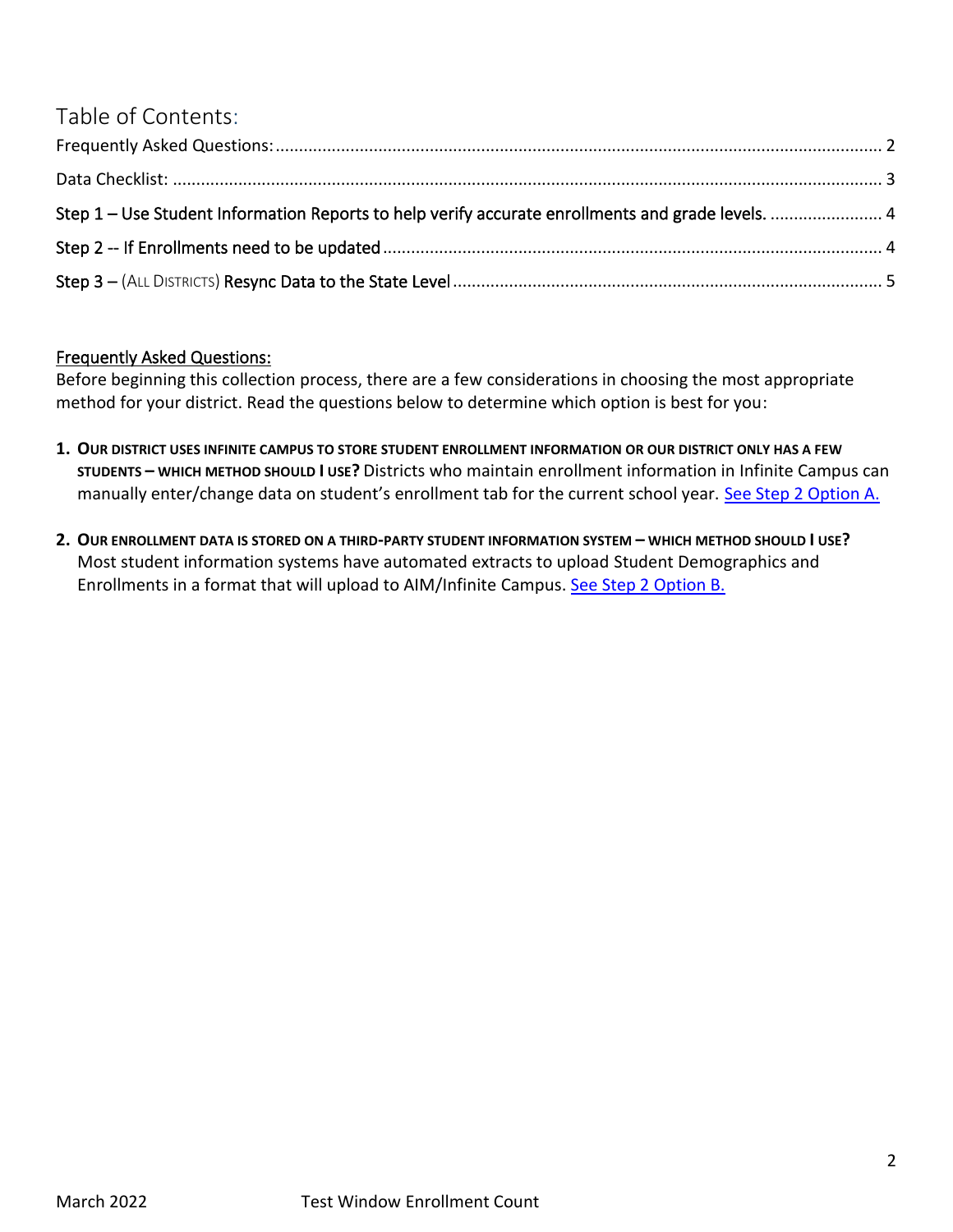# Table of Contents:

Frequently Asked Questions: ........ 2

Data Checklist: ........ 3

Step 1 – Use Student Information Reports to help verify accurate enrollments and grade levels. ........ 4

Step 2 -- If Enrollments need to be updated ........ 4

Step 3 – (ALL DISTRICTS) Resync Data to the State Level ........ 5

## Frequently Asked Questions:

Before beginning this collection process, there are a few considerations in choosing the most appropriate method for your district. Read the questions below to determine which option is best for you:

1. **OUR DISTRICT USES INFINITE CAMPUS TO STORE STUDENT ENROLLMENT INFORMATION OR OUR DISTRICT ONLY HAS A FEW STUDENTS – WHICH METHOD SHOULD I USE?** Districts who maintain enrollment information in Infinite Campus can manually enter/change data on student's enrollment tab for the current school year. See Step 2 Option A.

2. **OUR ENROLLMENT DATA IS STORED ON A THIRD-PARTY STUDENT INFORMATION SYSTEM – WHICH METHOD SHOULD I USE?** Most student information systems have automated extracts to upload Student Demographics and Enrollments in a format that will upload to AIM/Infinite Campus. See Step 2 Option B.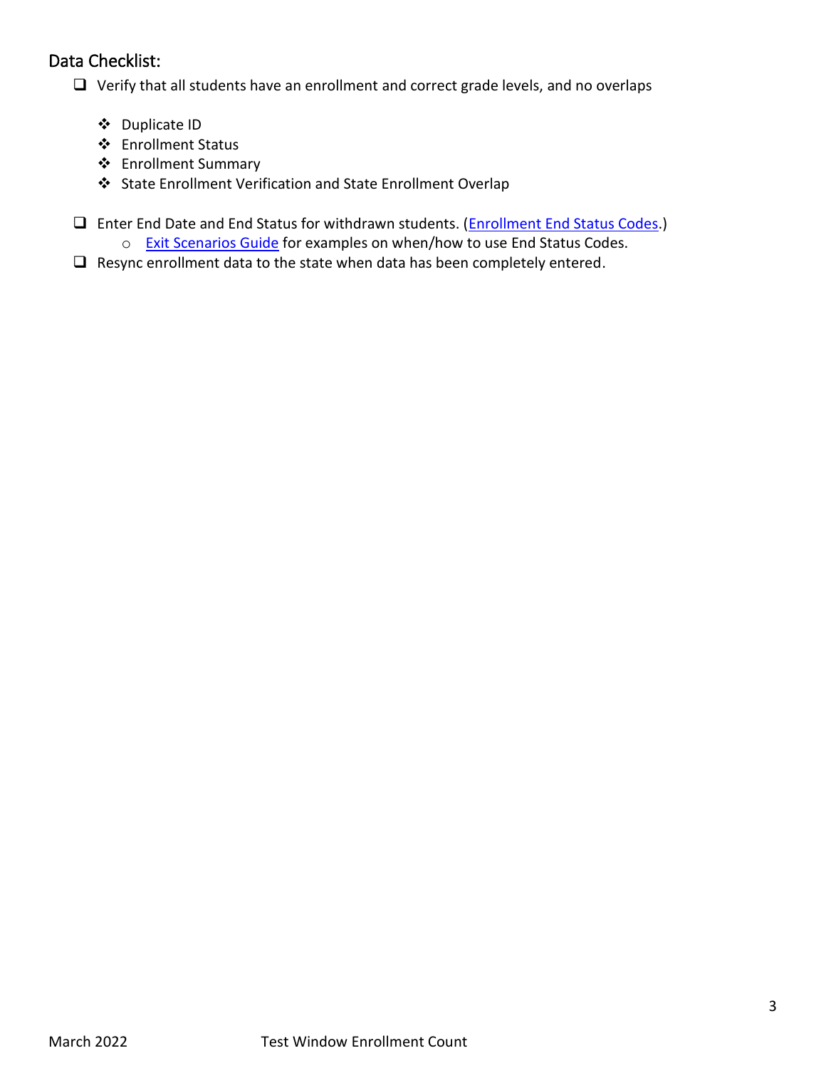## Data Checklist:

- ☐ Verify that all students have an enrollment and correct grade levels, and no overlaps
  - ❖ Duplicate ID
  - ❖ Enrollment Status
  - ❖ Enrollment Summary
  - ❖ State Enrollment Verification and State Enrollment Overlap
- ☐ Enter End Date and End Status for withdrawn students. (Enrollment End Status Codes.)
  - Exit Scenarios Guide for examples on when/how to use End Status Codes.
- ☐ Resync enrollment data to the state when data has been completely entered.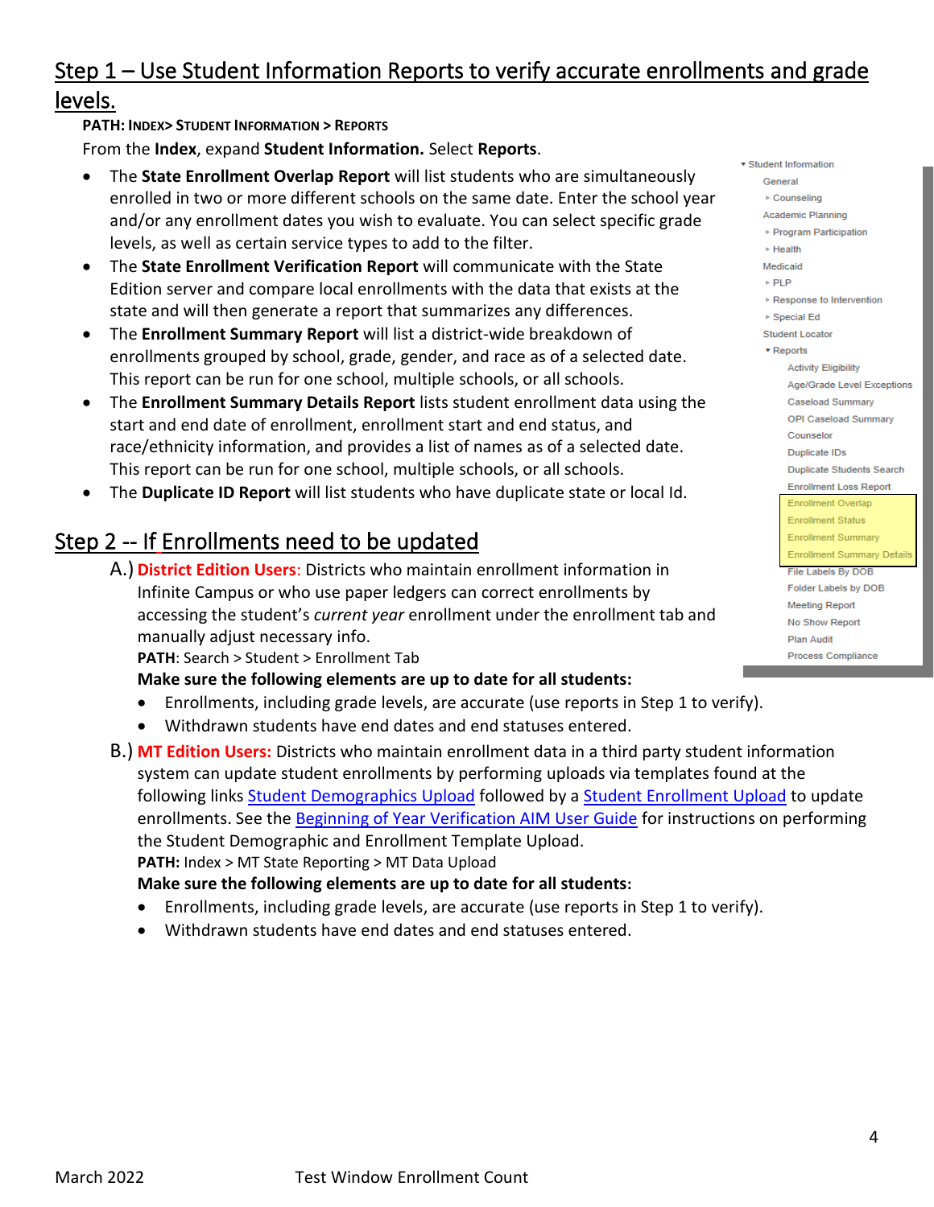## Step 1 – Use Student Information Reports to verify accurate enrollments and grade levels.

**PATH: INDEX> STUDENT INFORMATION > REPORTS**

From the **Index**, expand **Student Information.** Select **Reports**.

- The **State Enrollment Overlap Report** will list students who are simultaneously enrolled in two or more different schools on the same date. Enter the school year and/or any enrollment dates you wish to evaluate. You can select specific grade levels, as well as certain service types to add to the filter.
- The **State Enrollment Verification Report** will communicate with the State Edition server and compare local enrollments with the data that exists at the state and will then generate a report that summarizes any differences.
- The **Enrollment Summary Report** will list a district-wide breakdown of enrollments grouped by school, grade, gender, and race as of a selected date. This report can be run for one school, multiple schools, or all schools.
- The **Enrollment Summary Details Report** lists student enrollment data using the start and end date of enrollment, enrollment start and end status, and race/ethnicity information, and provides a list of names as of a selected date. This report can be run for one school, multiple schools, or all schools.
- The **Duplicate ID Report** will list students who have duplicate state or local Id.

- Student Information
  - General
  - Counseling
  - Academic Planning
  - Program Participation
  - Health
  - Medicaid
  - PLP
  - Response to Intervention
  - Special Ed
  - Student Locator
  - Reports
    - Activity Eligibility
    - Age/Grade Level Exceptions
    - Caseload Summary
    - OPI Caseload Summary
    - Counselor
    - Duplicate IDs
    - Duplicate Students Search
    - Enrollment Loss Report
    - Enrollment Overlap
    - Enrollment Status
    - Enrollment Summary
    - Enrollment Summary Details
    - File Labels By DOB
    - Folder Labels by DOB
    - Meeting Report
    - No Show Report
    - Plan Audit
    - Process Compliance

## Step 2 -- If Enrollments need to be updated

A.) **District Edition Users**: Districts who maintain enrollment information in Infinite Campus or who use paper ledgers can correct enrollments by accessing the student's *current year* enrollment under the enrollment tab and manually adjust necessary info.

**PATH**: Search > Student > Enrollment Tab

**Make sure the following elements are up to date for all students:**

- Enrollments, including grade levels, are accurate (use reports in Step 1 to verify).
- Withdrawn students have end dates and end statuses entered.

B.) **MT Edition Users:** Districts who maintain enrollment data in a third party student information system can update student enrollments by performing uploads via templates found at the following links Student Demographics Upload followed by a Student Enrollment Upload to update enrollments. See the Beginning of Year Verification AIM User Guide for instructions on performing the Student Demographic and Enrollment Template Upload.

**PATH:** Index > MT State Reporting > MT Data Upload

**Make sure the following elements are up to date for all students:**

- Enrollments, including grade levels, are accurate (use reports in Step 1 to verify).
- Withdrawn students have end dates and end statuses entered.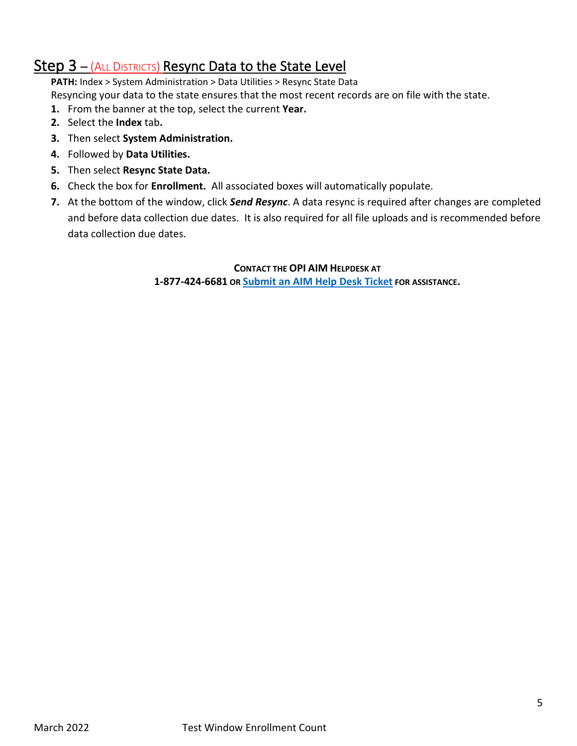## Step 3 – (All Districts) Resync Data to the State Level

**PATH:** Index > System Administration > Data Utilities > Resync State Data

Resyncing your data to the state ensures that the most recent records are on file with the state.

1. From the banner at the top, select the current **Year.**
2. Select the **Index** tab**.**
3. Then select **System Administration.**
4. Followed by **Data Utilities.**
5. Then select **Resync State Data.**
6. Check the box for **Enrollment.** All associated boxes will automatically populate.
7. At the bottom of the window, click ***Send Resync***. A data resync is required after changes are completed and before data collection due dates. It is also required for all file uploads and is recommended before data collection due dates.

**CONTACT THE OPI AIM HELPDESK AT**
**1-877-424-6681 OR [Submit an AIM Help Desk Ticket] FOR ASSISTANCE.**